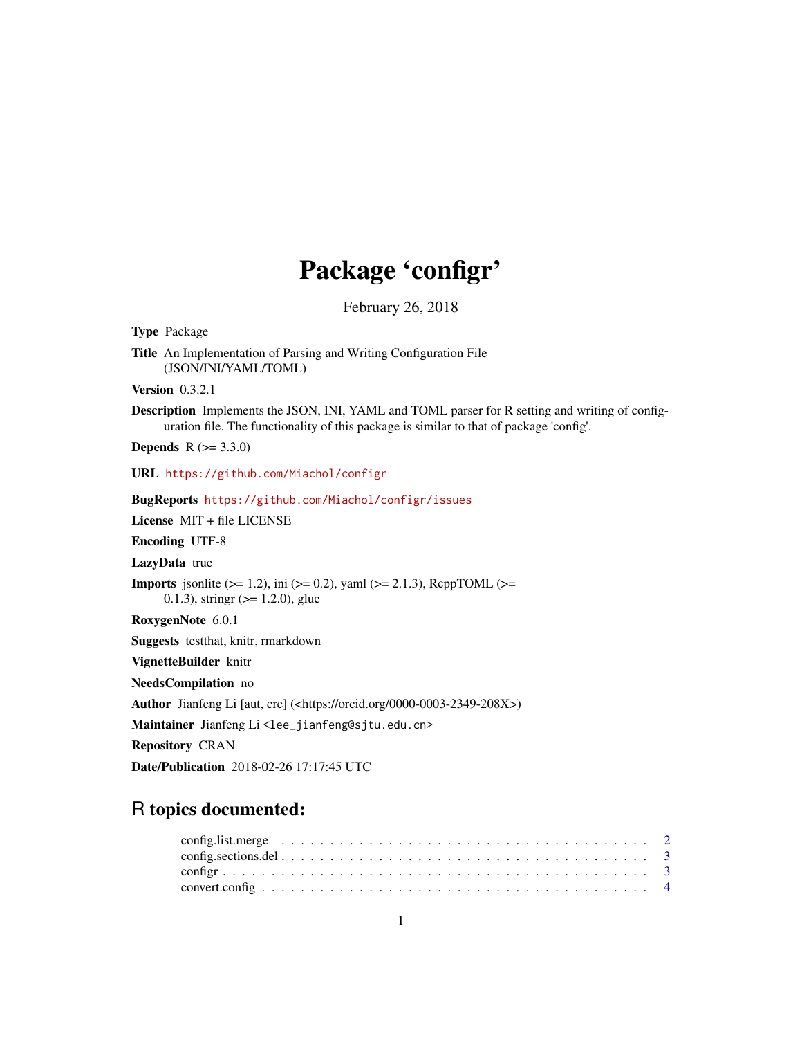# Package 'configr'

February 26, 2018

**Type** Package

**Title** An Implementation of Parsing and Writing Configuration File (JSON/INI/YAML/TOML)

**Version** 0.3.2.1

**Description** Implements the JSON, INI, YAML and TOML parser for R setting and writing of configuration file. The functionality of this package is similar to that of package 'config'.

**Depends** R (>= 3.3.0)

**URL** https://github.com/Miachol/configr

**BugReports** https://github.com/Miachol/configr/issues

**License** MIT + file LICENSE

**Encoding** UTF-8

**LazyData** true

**Imports** jsonlite (>= 1.2), ini (>= 0.2), yaml (>= 2.1.3), RcppTOML (>= 0.1.3), stringr (>= 1.2.0), glue

**RoxygenNote** 6.0.1

**Suggests** testthat, knitr, rmarkdown

**VignetteBuilder** knitr

**NeedsCompilation** no

**Author** Jianfeng Li [aut, cre] (<https://orcid.org/0000-0003-2349-208X>)

**Maintainer** Jianfeng Li <lee_jianfeng@sjtu.edu.cn>

**Repository** CRAN

**Date/Publication** 2018-02-26 17:17:45 UTC

## R topics documented:

config.list.merge . . . . . . . . . . . . . . . . . . . . . . . . . . . . . . . . . . . . 2
config.sections.del . . . . . . . . . . . . . . . . . . . . . . . . . . . . . . . . . . . 3
configr . . . . . . . . . . . . . . . . . . . . . . . . . . . . . . . . . . . . . . . . . 3
convert.config . . . . . . . . . . . . . . . . . . . . . . . . . . . . . . . . . . . . . 4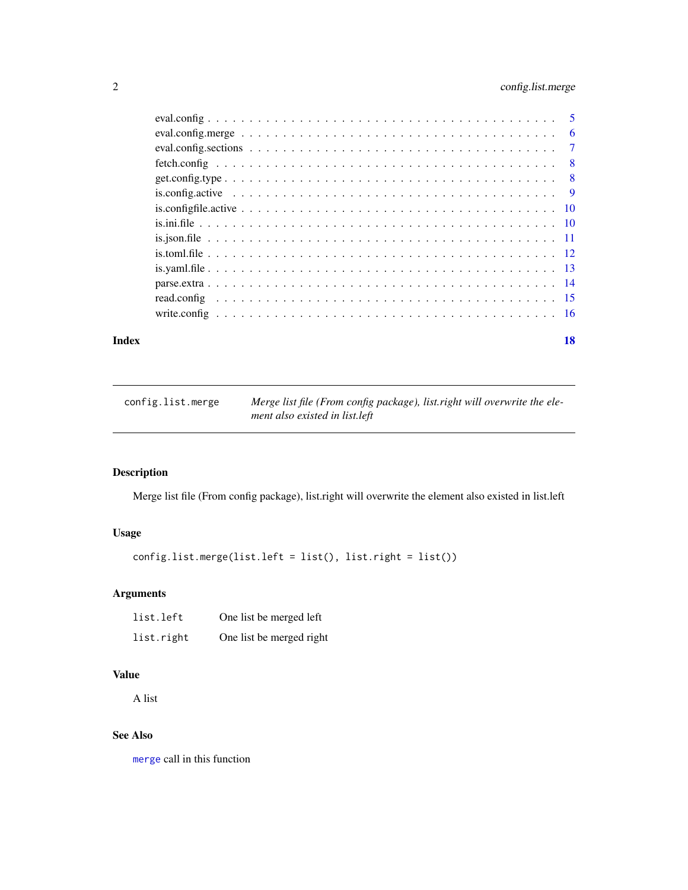eval.config . . . . . . . . . . . . . . . . . . . . . . . . . . . . . . . . . . . . . . 5
eval.config.merge . . . . . . . . . . . . . . . . . . . . . . . . . . . . . . . . . . . 6
eval.config.sections . . . . . . . . . . . . . . . . . . . . . . . . . . . . . . . . . . 7
fetch.config . . . . . . . . . . . . . . . . . . . . . . . . . . . . . . . . . . . . . . 8
get.config.type . . . . . . . . . . . . . . . . . . . . . . . . . . . . . . . . . . . . 8
is.config.active . . . . . . . . . . . . . . . . . . . . . . . . . . . . . . . . . . . . 9
is.configfile.active . . . . . . . . . . . . . . . . . . . . . . . . . . . . . . . . . . 10
is.ini.file . . . . . . . . . . . . . . . . . . . . . . . . . . . . . . . . . . . . . . . 10
is.json.file . . . . . . . . . . . . . . . . . . . . . . . . . . . . . . . . . . . . . . 11
is.toml.file . . . . . . . . . . . . . . . . . . . . . . . . . . . . . . . . . . . . . . 12
is.yaml.file . . . . . . . . . . . . . . . . . . . . . . . . . . . . . . . . . . . . . . 13
parse.extra . . . . . . . . . . . . . . . . . . . . . . . . . . . . . . . . . . . . . . 14
read.config . . . . . . . . . . . . . . . . . . . . . . . . . . . . . . . . . . . . . . 15
write.config . . . . . . . . . . . . . . . . . . . . . . . . . . . . . . . . . . . . . . 16

**Index** **18**

---

`config.list.merge` *Merge list file (From config package), list.right will overwrite the element also existed in list.left*

---

## Description

Merge list file (From config package), list.right will overwrite the element also existed in list.left

## Usage

```
config.list.merge(list.left = list(), list.right = list())
```

## Arguments

| | |
|---|---|
| `list.left` | One list be merged left |
| `list.right` | One list be merged right |

## Value

A list

## See Also

`merge` call in this function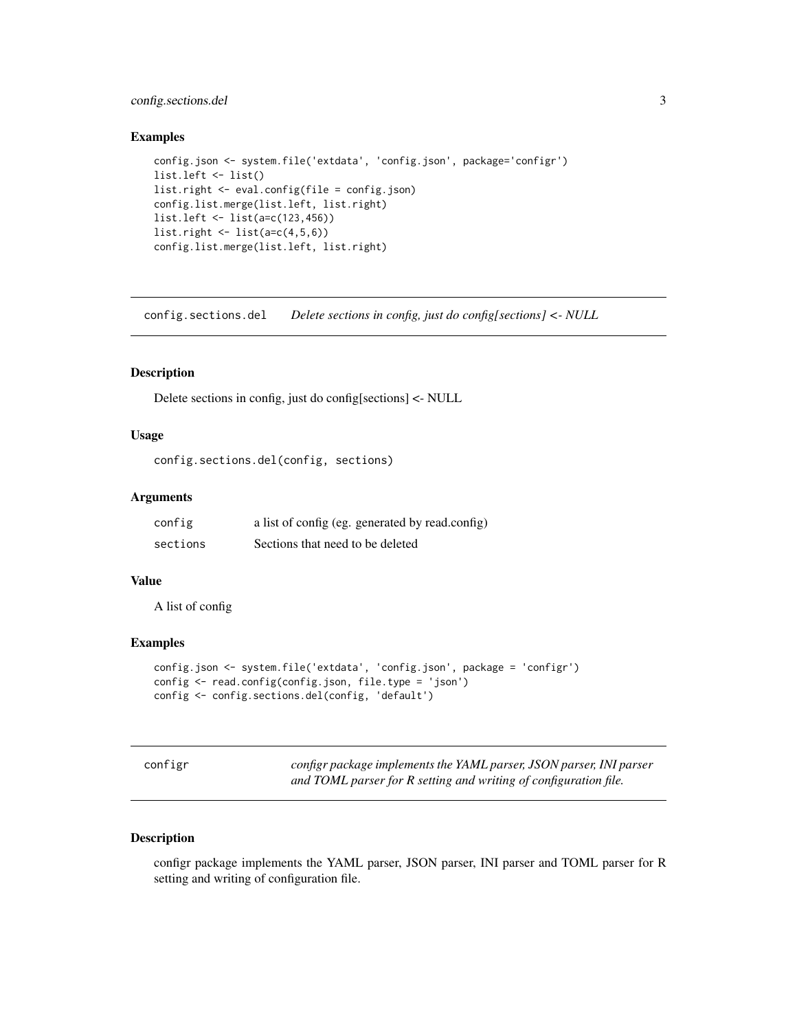### Examples

```
config.json <- system.file('extdata', 'config.json', package='configr')
list.left <- list()
list.right <- eval.config(file = config.json)
config.list.merge(list.left, list.right)
list.left <- list(a=c(123,456))
list.right <- list(a=c(4,5,6))
config.list.merge(list.left, list.right)
```

## config.sections.del *Delete sections in config, just do config[sections] <- NULL*

### Description

Delete sections in config, just do config[sections] <- NULL

### Usage

```
config.sections.del(config, sections)
```

### Arguments

| | |
|---|---|
| config | a list of config (eg. generated by read.config) |
| sections | Sections that need to be deleted |

### Value

A list of config

### Examples

```
config.json <- system.file('extdata', 'config.json', package = 'configr')
config <- read.config(config.json, file.type = 'json')
config <- config.sections.del(config, 'default')
```

## configr *configr package implements the YAML parser, JSON parser, INI parser and TOML parser for R setting and writing of configuration file.*

### Description

configr package implements the YAML parser, JSON parser, INI parser and TOML parser for R setting and writing of configuration file.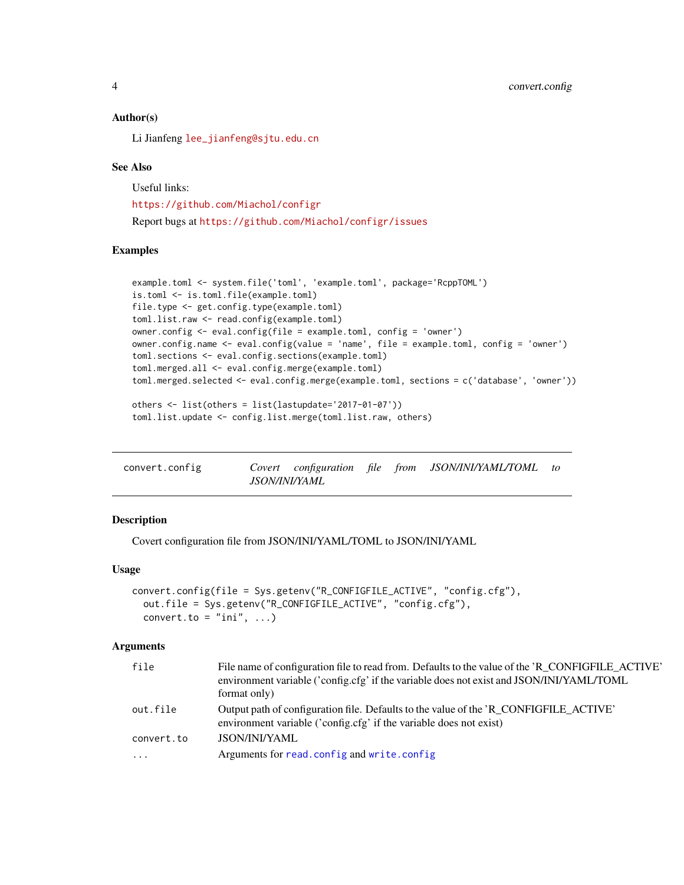### Author(s)

Li Jianfeng lee_jianfeng@sjtu.edu.cn

### See Also

Useful links:

https://github.com/Miachol/configr

Report bugs at https://github.com/Miachol/configr/issues

### Examples

```
example.toml <- system.file('toml', 'example.toml', package='RcppTOML')
is.toml <- is.toml.file(example.toml)
file.type <- get.config.type(example.toml)
toml.list.raw <- read.config(example.toml)
owner.config <- eval.config(file = example.toml, config = 'owner')
owner.config.name <- eval.config(value = 'name', file = example.toml, config = 'owner')
toml.sections <- eval.config.sections(example.toml)
toml.merged.all <- eval.config.merge(example.toml)
toml.merged.selected <- eval.config.merge(example.toml, sections = c('database', 'owner'))

others <- list(others = list(lastupdate='2017-01-07'))
toml.list.update <- config.list.merge(toml.list.raw, others)
```

---

## convert.config — *Covert configuration file from JSON/INI/YAML/TOML to JSON/INI/YAML*

### Description

Covert configuration file from JSON/INI/YAML/TOML to JSON/INI/YAML

### Usage

```
convert.config(file = Sys.getenv("R_CONFIGFILE_ACTIVE", "config.cfg"),
  out.file = Sys.getenv("R_CONFIGFILE_ACTIVE", "config.cfg"),
  convert.to = "ini", ...)
```

### Arguments

| | |
|---|---|
| `file` | File name of configuration file to read from. Defaults to the value of the 'R_CONFIGFILE_ACTIVE' environment variable ('config.cfg' if the variable does not exist and JSON/INI/YAML/TOML format only) |
| `out.file` | Output path of configuration file. Defaults to the value of the 'R_CONFIGFILE_ACTIVE' environment variable ('config.cfg' if the variable does not exist) |
| `convert.to` | JSON/INI/YAML |
| `...` | Arguments for `read.config` and `write.config` |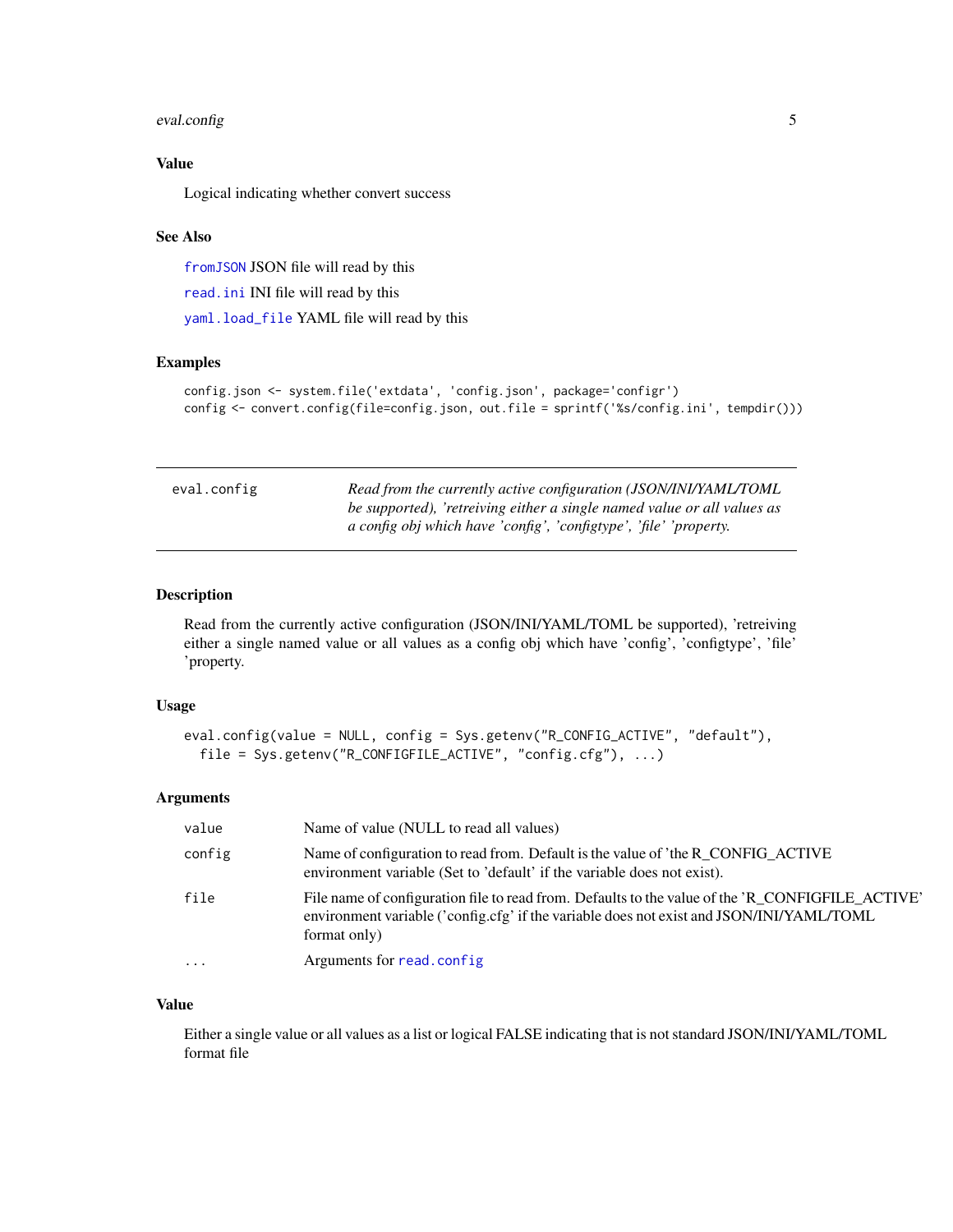## Value

Logical indicating whether convert success

## See Also

`fromJSON` JSON file will read by this

`read.ini` INI file will read by this

`yaml.load_file` YAML file will read by this

## Examples

```
config.json <- system.file('extdata', 'config.json', package='configr')
config <- convert.config(file=config.json, out.file = sprintf('%s/config.ini', tempdir()))
```

---

# eval.config

*Read from the currently active configuration (JSON/INI/YAML/TOML be supported), 'retreiving either a single named value or all values as a config obj which have 'config', 'configtype', 'file' 'property.*

---

## Description

Read from the currently active configuration (JSON/INI/YAML/TOML be supported), 'retreiving either a single named value or all values as a config obj which have 'config', 'configtype', 'file' 'property.

## Usage

```
eval.config(value = NULL, config = Sys.getenv("R_CONFIG_ACTIVE", "default"),
  file = Sys.getenv("R_CONFIGFILE_ACTIVE", "config.cfg"), ...)
```

## Arguments

| | |
|---|---|
| `value` | Name of value (NULL to read all values) |
| `config` | Name of configuration to read from. Default is the value of 'the R_CONFIG_ACTIVE environment variable (Set to 'default' if the variable does not exist). |
| `file` | File name of configuration file to read from. Defaults to the value of the 'R_CONFIGFILE_ACTIVE' environment variable ('config.cfg' if the variable does not exist and JSON/INI/YAML/TOML format only) |
| `...` | Arguments for `read.config` |

## Value

Either a single value or all values as a list or logical FALSE indicating that is not standard JSON/INI/YAML/TOML format file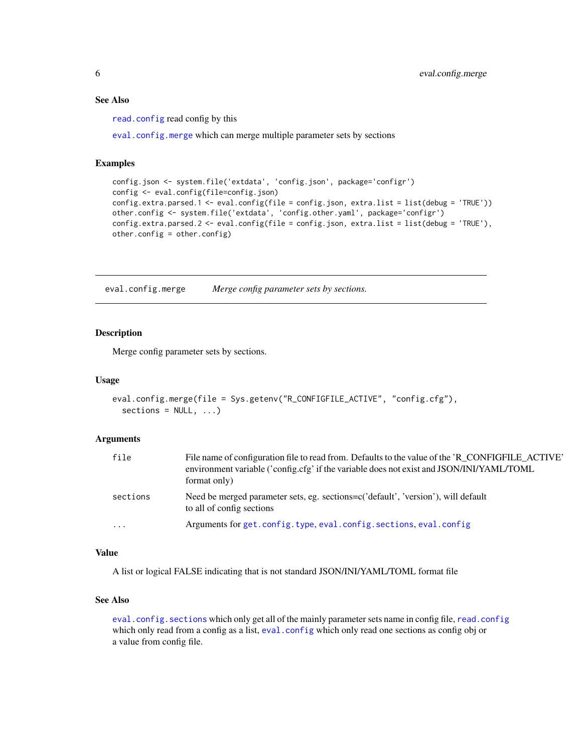### See Also

`read.config` read config by this

`eval.config.merge` which can merge multiple parameter sets by sections

### Examples

```
config.json <- system.file('extdata', 'config.json', package='configr')
config <- eval.config(file=config.json)
config.extra.parsed.1 <- eval.config(file = config.json, extra.list = list(debug = 'TRUE'))
other.config <- system.file('extdata', 'config.other.yaml', package='configr')
config.extra.parsed.2 <- eval.config(file = config.json, extra.list = list(debug = 'TRUE'),
other.config = other.config)
```

---

## eval.config.merge — *Merge config parameter sets by sections.*

---

### Description

Merge config parameter sets by sections.

### Usage

```
eval.config.merge(file = Sys.getenv("R_CONFIGFILE_ACTIVE", "config.cfg"),
  sections = NULL, ...)
```

### Arguments

| | |
|---|---|
| `file` | File name of configuration file to read from. Defaults to the value of the 'R_CONFIGFILE_ACTIVE' environment variable ('config.cfg' if the variable does not exist and JSON/INI/YAML/TOML format only) |
| `sections` | Need be merged parameter sets, eg. sections=c('default', 'version'), will default to all of config sections |
| `...` | Arguments for `get.config.type`, `eval.config.sections`, `eval.config` |

### Value

A list or logical FALSE indicating that is not standard JSON/INI/YAML/TOML format file

### See Also

`eval.config.sections` which only get all of the mainly parameter sets name in config file, `read.config` which only read from a config as a list, `eval.config` which only read one sections as config obj or a value from config file.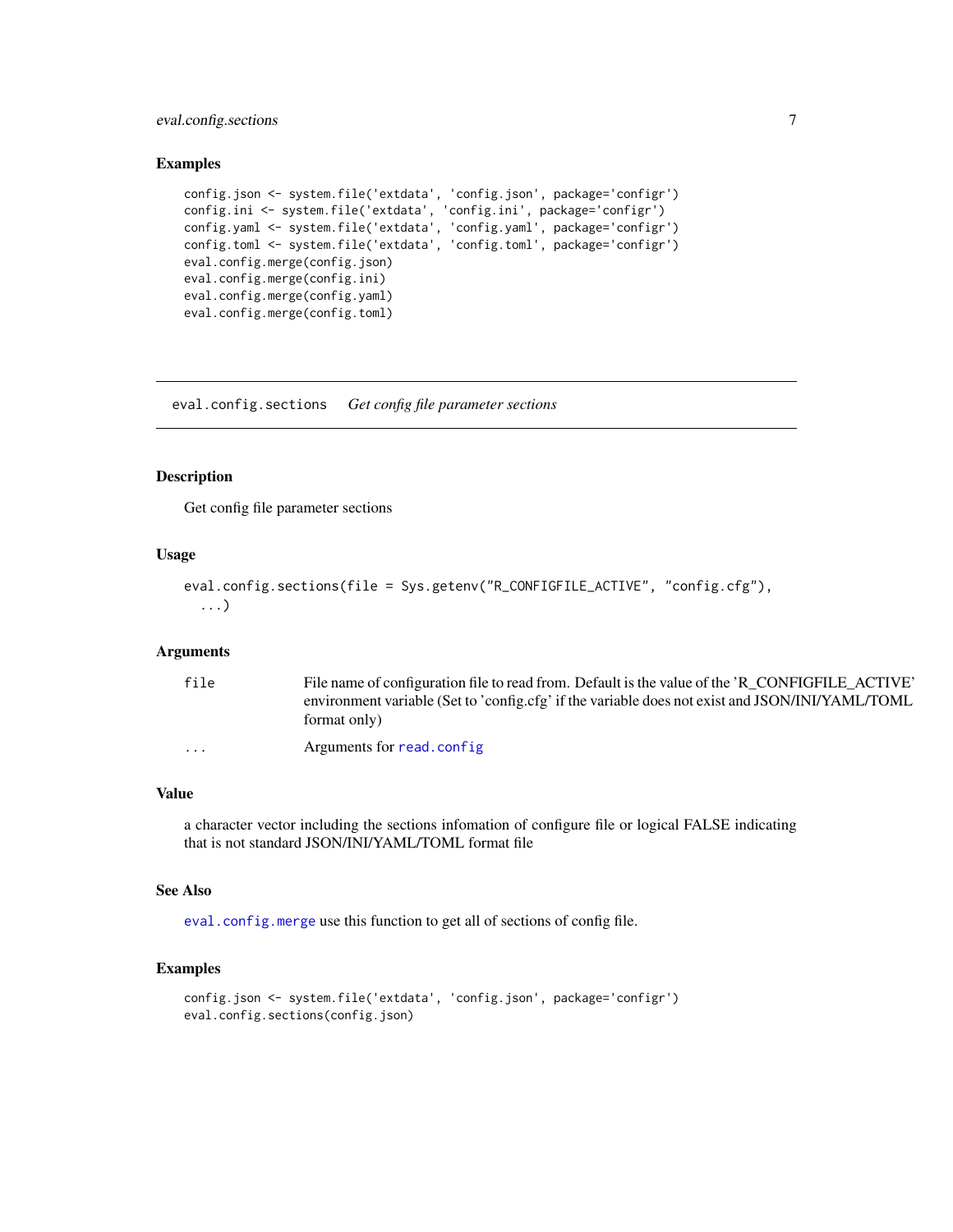### Examples

```
config.json <- system.file('extdata', 'config.json', package='configr')
config.ini <- system.file('extdata', 'config.ini', package='configr')
config.yaml <- system.file('extdata', 'config.yaml', package='configr')
config.toml <- system.file('extdata', 'config.toml', package='configr')
eval.config.merge(config.json)
eval.config.merge(config.ini)
eval.config.merge(config.yaml)
eval.config.merge(config.toml)
```

---

## eval.config.sections    *Get config file parameter sections*

---

### Description

Get config file parameter sections

### Usage

```
eval.config.sections(file = Sys.getenv("R_CONFIGFILE_ACTIVE", "config.cfg"),
  ...)
```

### Arguments

| | |
|---|---|
| `file` | File name of configuration file to read from. Default is the value of the 'R_CONFIGFILE_ACTIVE' environment variable (Set to 'config.cfg' if the variable does not exist and JSON/INI/YAML/TOML format only) |
| `...` | Arguments for `read.config` |

### Value

a character vector including the sections infomation of configure file or logical FALSE indicating that is not standard JSON/INI/YAML/TOML format file

### See Also

`eval.config.merge` use this function to get all of sections of config file.

### Examples

```
config.json <- system.file('extdata', 'config.json', package='configr')
eval.config.sections(config.json)
```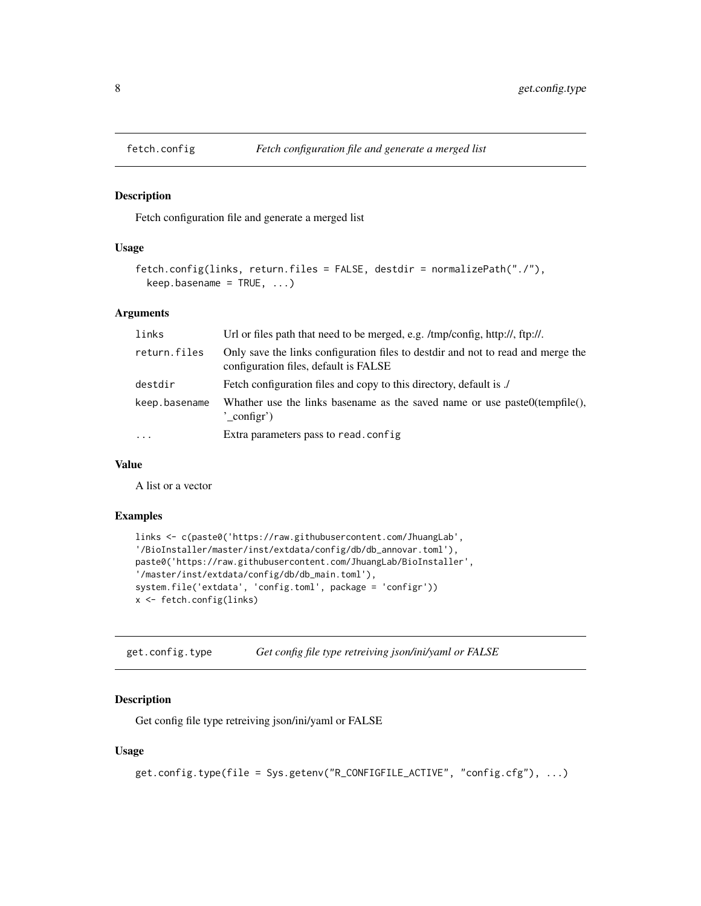## fetch.config — *Fetch configuration file and generate a merged list*

### Description

Fetch configuration file and generate a merged list

### Usage

```
fetch.config(links, return.files = FALSE, destdir = normalizePath("./"),
  keep.basename = TRUE, ...)
```

### Arguments

| | |
|---|---|
| links | Url or files path that need to be merged, e.g. /tmp/config, http://, ftp://. |
| return.files | Only save the links configuration files to destdir and not to read and merge the configuration files, default is FALSE |
| destdir | Fetch configuration files and copy to this directory, default is ./ |
| keep.basename | Whather use the links basename as the saved name or use paste0(tempfile(), '_configr') |
| ... | Extra parameters pass to `read.config` |

### Value

A list or a vector

### Examples

```
links <- c(paste0('https://raw.githubusercontent.com/JhuangLab',
'/BioInstaller/master/inst/extdata/config/db/db_annovar.toml'),
paste0('https://raw.githubusercontent.com/JhuangLab/BioInstaller',
'/master/inst/extdata/config/db/db_main.toml'),
system.file('extdata', 'config.toml', package = 'configr'))
x <- fetch.config(links)
```

## get.config.type — *Get config file type retreiving json/ini/yaml or FALSE*

### Description

Get config file type retreiving json/ini/yaml or FALSE

### Usage

```
get.config.type(file = Sys.getenv("R_CONFIGFILE_ACTIVE", "config.cfg"), ...)
```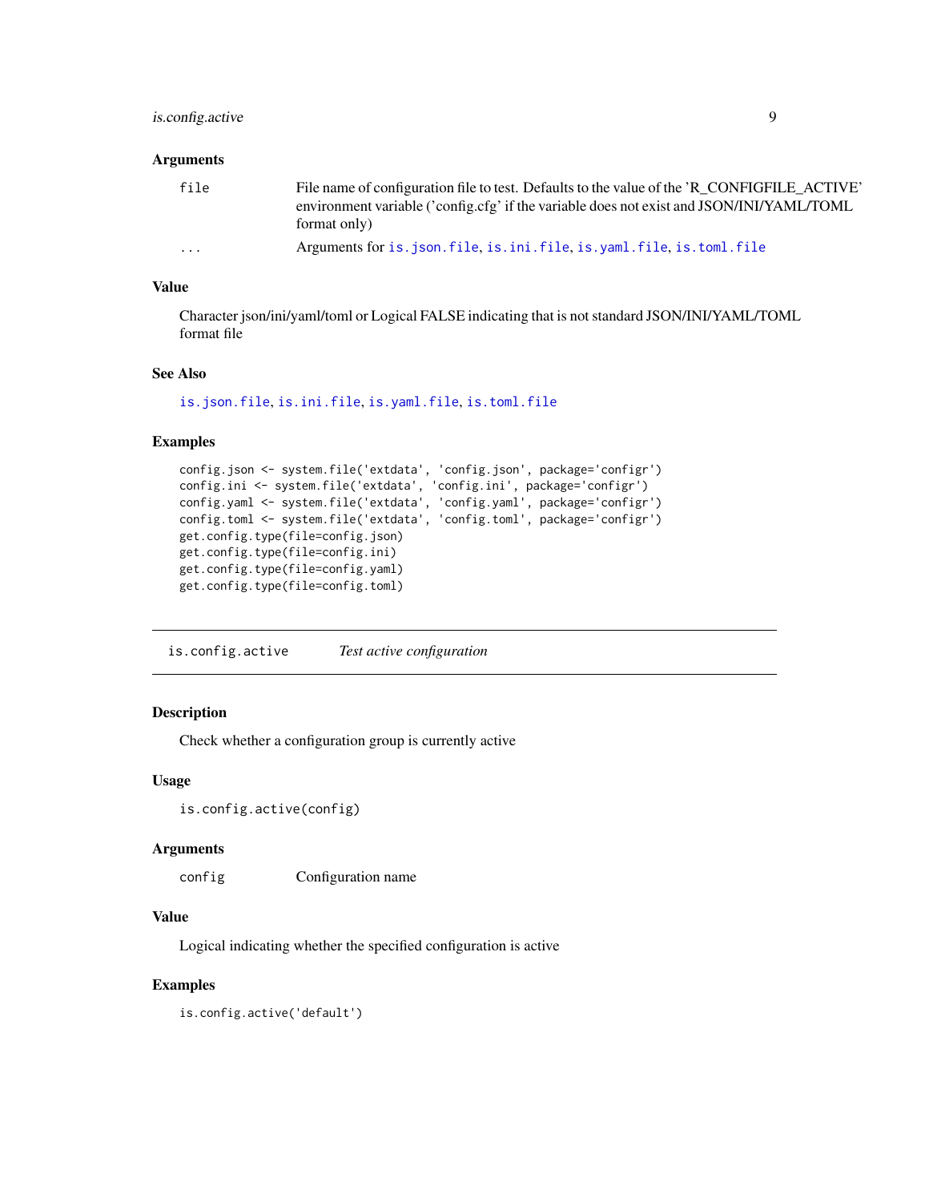### Arguments

| | |
|---|---|
| `file` | File name of configuration file to test. Defaults to the value of the 'R_CONFIGFILE_ACTIVE' environment variable ('config.cfg' if the variable does not exist and JSON/INI/YAML/TOML format only) |
| `...` | Arguments for `is.json.file`, `is.ini.file`, `is.yaml.file`, `is.toml.file` |

### Value

Character json/ini/yaml/toml or Logical FALSE indicating that is not standard JSON/INI/YAML/TOML format file

### See Also

`is.json.file`, `is.ini.file`, `is.yaml.file`, `is.toml.file`

### Examples

```
config.json <- system.file('extdata', 'config.json', package='configr')
config.ini <- system.file('extdata', 'config.ini', package='configr')
config.yaml <- system.file('extdata', 'config.yaml', package='configr')
config.toml <- system.file('extdata', 'config.toml', package='configr')
get.config.type(file=config.json)
get.config.type(file=config.ini)
get.config.type(file=config.yaml)
get.config.type(file=config.toml)
```

---

## `is.config.active` *Test active configuration*

---

### Description

Check whether a configuration group is currently active

### Usage

```
is.config.active(config)
```

### Arguments

| | |
|---|---|
| `config` | Configuration name |

### Value

Logical indicating whether the specified configuration is active

### Examples

```
is.config.active('default')
```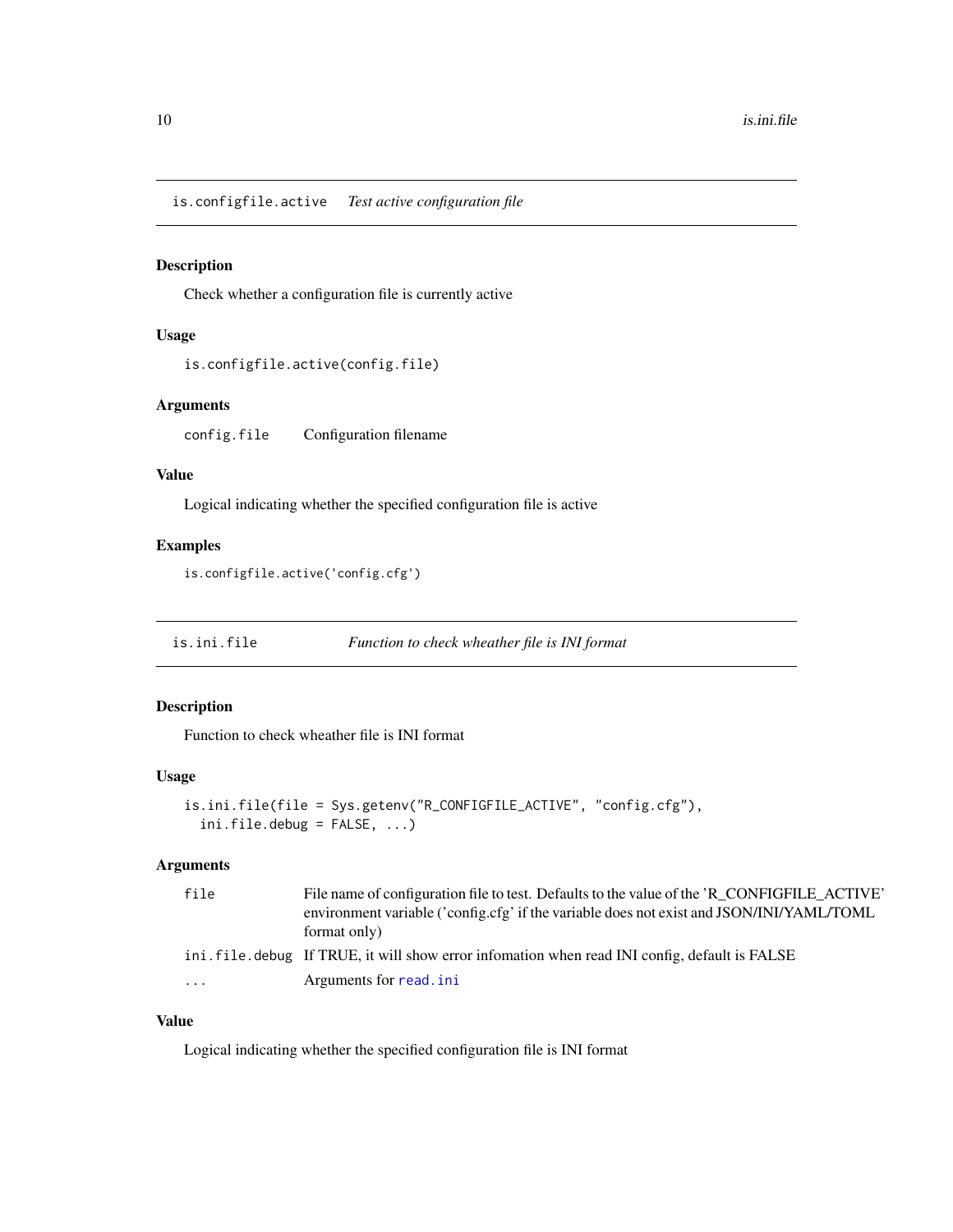## is.configfile.active *Test active configuration file*

### Description

Check whether a configuration file is currently active

### Usage

```
is.configfile.active(config.file)
```

### Arguments

| | |
|---|---|
| config.file | Configuration filename |

### Value

Logical indicating whether the specified configuration file is active

### Examples

```
is.configfile.active('config.cfg')
```

## is.ini.file *Function to check wheather file is INI format*

### Description

Function to check wheather file is INI format

### Usage

```
is.ini.file(file = Sys.getenv("R_CONFIGFILE_ACTIVE", "config.cfg"),
  ini.file.debug = FALSE, ...)
```

### Arguments

| | |
|---|---|
| file | File name of configuration file to test. Defaults to the value of the 'R_CONFIGFILE_ACTIVE' environment variable ('config.cfg' if the variable does not exist and JSON/INI/YAML/TOML format only) |
| ini.file.debug | If TRUE, it will show error infomation when read INI config, default is FALSE |
| ... | Arguments for read.ini |

### Value

Logical indicating whether the specified configuration file is INI format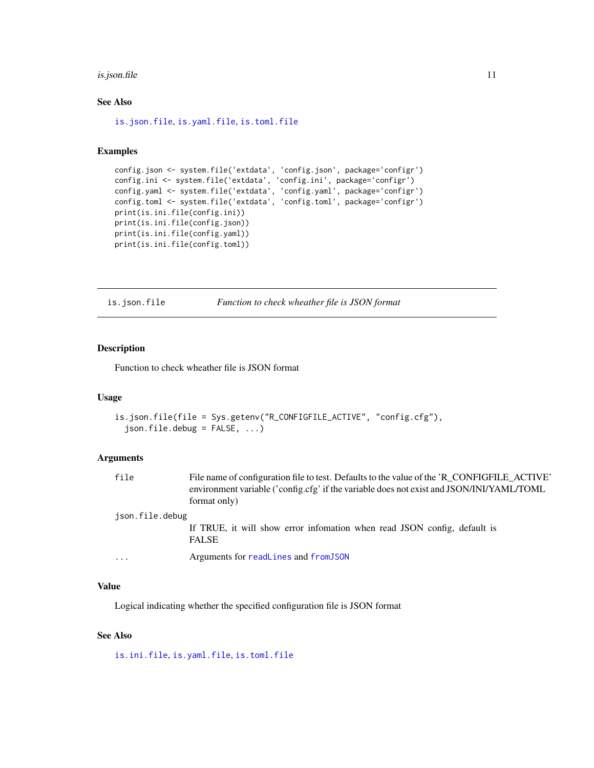### See Also

is.json.file, is.yaml.file, is.toml.file

### Examples

```
config.json <- system.file('extdata', 'config.json', package='configr')
config.ini <- system.file('extdata', 'config.ini', package='configr')
config.yaml <- system.file('extdata', 'config.yaml', package='configr')
config.toml <- system.file('extdata', 'config.toml', package='configr')
print(is.ini.file(config.ini))
print(is.ini.file(config.json))
print(is.ini.file(config.yaml))
print(is.ini.file(config.toml))
```

---

## is.json.file — *Function to check wheather file is JSON format*

---

### Description

Function to check wheather file is JSON format

### Usage

```
is.json.file(file = Sys.getenv("R_CONFIGFILE_ACTIVE", "config.cfg"),
  json.file.debug = FALSE, ...)
```

### Arguments

| | |
|---|---|
| `file` | File name of configuration file to test. Defaults to the value of the 'R_CONFIGFILE_ACTIVE' environment variable ('config.cfg' if the variable does not exist and JSON/INI/YAML/TOML format only) |
| `json.file.debug` | If TRUE, it will show error infomation when read JSON config, default is FALSE |
| `...` | Arguments for readLines and fromJSON |

### Value

Logical indicating whether the specified configuration file is JSON format

### See Also

is.ini.file, is.yaml.file, is.toml.file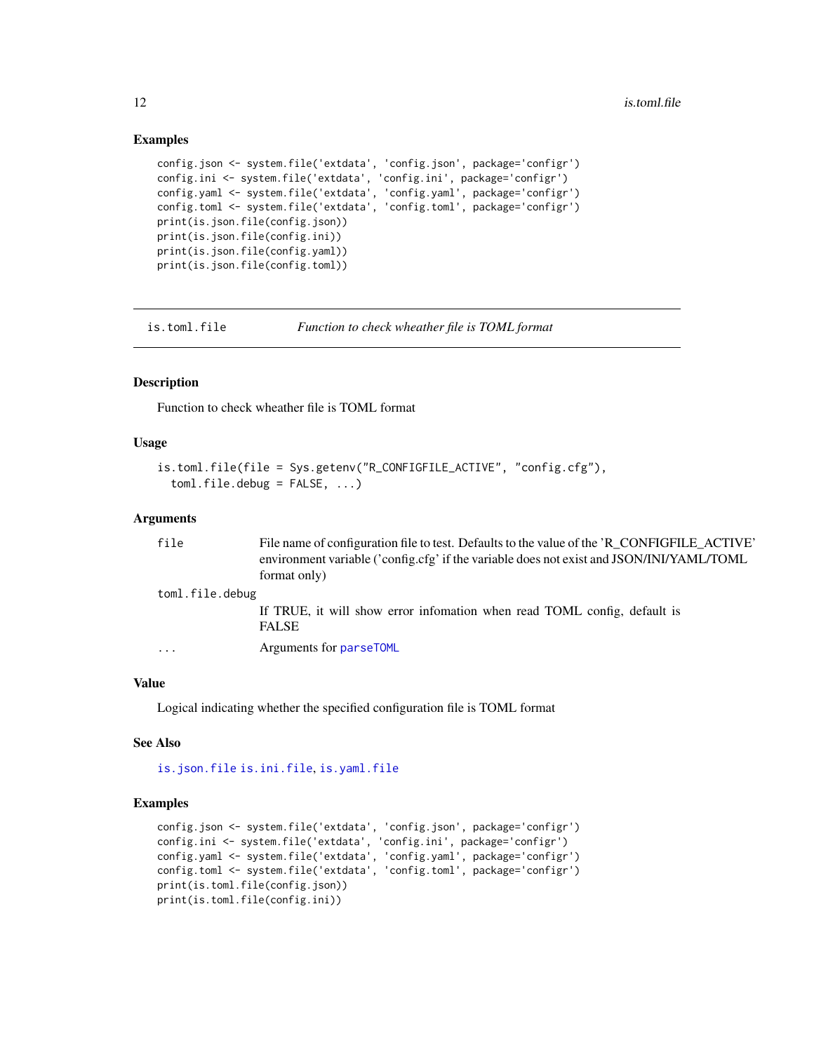## Examples

```
config.json <- system.file('extdata', 'config.json', package='configr')
config.ini <- system.file('extdata', 'config.ini', package='configr')
config.yaml <- system.file('extdata', 'config.yaml', package='configr')
config.toml <- system.file('extdata', 'config.toml', package='configr')
print(is.json.file(config.json))
print(is.json.file(config.ini))
print(is.json.file(config.yaml))
print(is.json.file(config.toml))
```

---

`is.toml.file` *Function to check wheather file is TOML format*

---

## Description

Function to check wheather file is TOML format

## Usage

```
is.toml.file(file = Sys.getenv("R_CONFIGFILE_ACTIVE", "config.cfg"),
  toml.file.debug = FALSE, ...)
```

## Arguments

| | |
|---|---|
| `file` | File name of configuration file to test. Defaults to the value of the 'R_CONFIGFILE_ACTIVE' environment variable ('config.cfg' if the variable does not exist and JSON/INI/YAML/TOML format only) |
| `toml.file.debug` | If TRUE, it will show error infomation when read TOML config, default is FALSE |
| `...` | Arguments for `parseTOML` |

## Value

Logical indicating whether the specified configuration file is TOML format

## See Also

`is.json.file` `is.ini.file`, `is.yaml.file`

## Examples

```
config.json <- system.file('extdata', 'config.json', package='configr')
config.ini <- system.file('extdata', 'config.ini', package='configr')
config.yaml <- system.file('extdata', 'config.yaml', package='configr')
config.toml <- system.file('extdata', 'config.toml', package='configr')
print(is.toml.file(config.json))
print(is.toml.file(config.ini))
```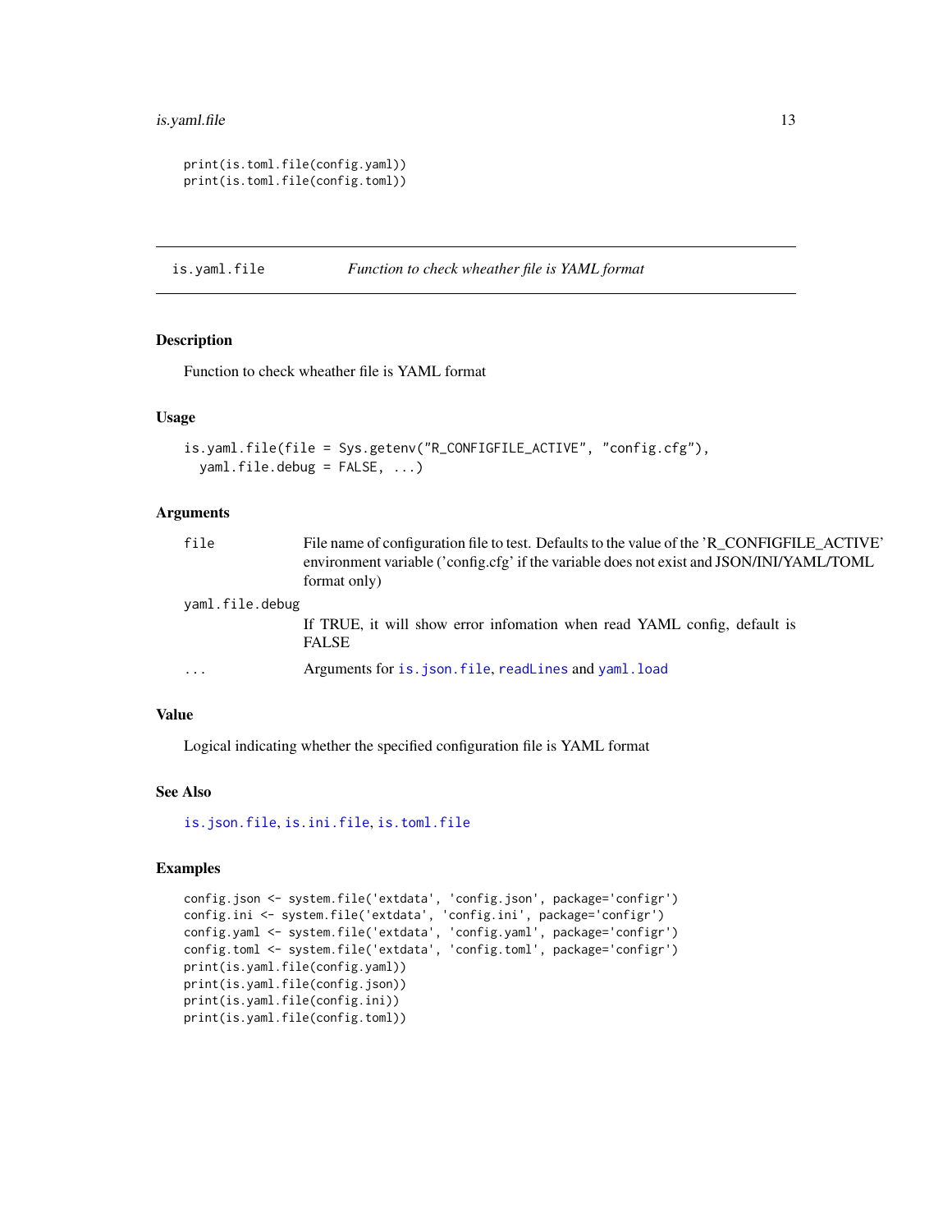```
print(is.toml.file(config.yaml))
print(is.toml.file(config.toml))
```

## is.yaml.file — *Function to check wheather file is YAML format*

### Description

Function to check wheather file is YAML format

### Usage

```
is.yaml.file(file = Sys.getenv("R_CONFIGFILE_ACTIVE", "config.cfg"),
  yaml.file.debug = FALSE, ...)
```

### Arguments

| | |
|---|---|
| `file` | File name of configuration file to test. Defaults to the value of the 'R_CONFIGFILE_ACTIVE' environment variable ('config.cfg' if the variable does not exist and JSON/INI/YAML/TOML format only) |
| `yaml.file.debug` | If TRUE, it will show error infomation when read YAML config, default is FALSE |
| `...` | Arguments for `is.json.file`, `readLines` and `yaml.load` |

### Value

Logical indicating whether the specified configuration file is YAML format

### See Also

`is.json.file`, `is.ini.file`, `is.toml.file`

### Examples

```
config.json <- system.file('extdata', 'config.json', package='configr')
config.ini <- system.file('extdata', 'config.ini', package='configr')
config.yaml <- system.file('extdata', 'config.yaml', package='configr')
config.toml <- system.file('extdata', 'config.toml', package='configr')
print(is.yaml.file(config.yaml))
print(is.yaml.file(config.json))
print(is.yaml.file(config.ini))
print(is.yaml.file(config.toml))
```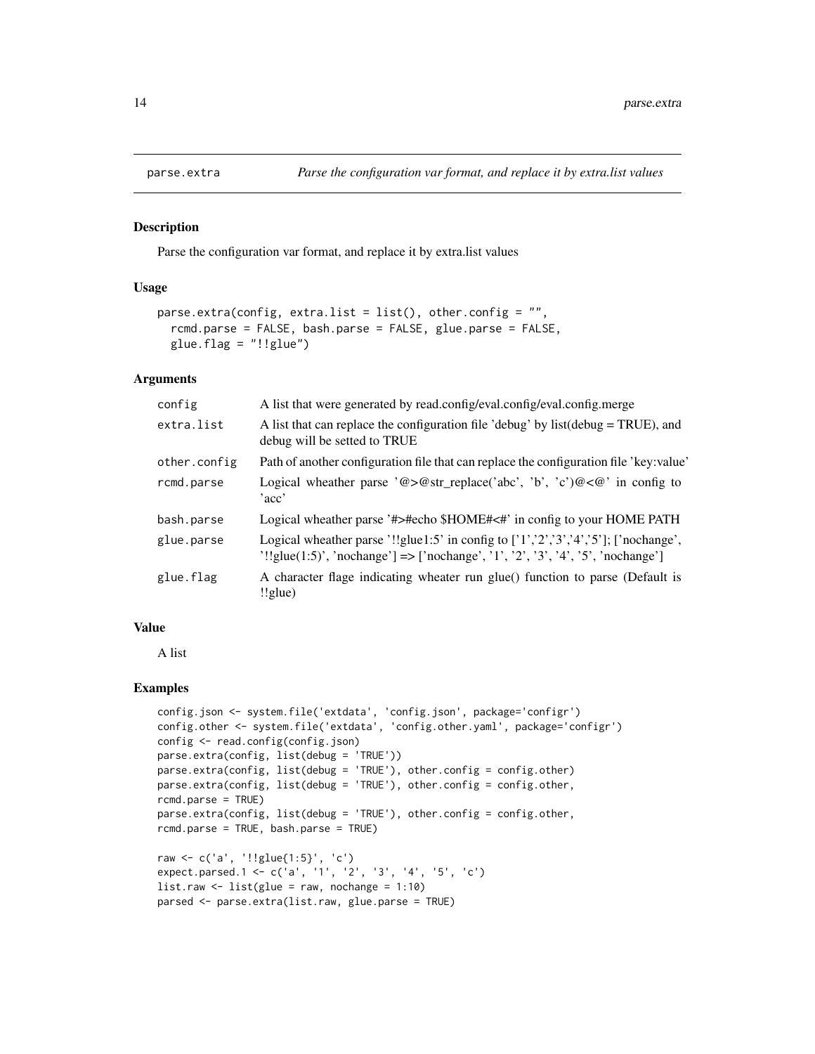# parse.extra

*Parse the configuration var format, and replace it by extra.list values*

## Description

Parse the configuration var format, and replace it by extra.list values

## Usage

```
parse.extra(config, extra.list = list(), other.config = "",
  rcmd.parse = FALSE, bash.parse = FALSE, glue.parse = FALSE,
  glue.flag = "!!glue")
```

## Arguments

| | |
|---|---|
| config | A list that were generated by read.config/eval.config/eval.config.merge |
| extra.list | A list that can replace the configuration file 'debug' by list(debug = TRUE), and debug will be setted to TRUE |
| other.config | Path of another configuration file that can replace the configuration file 'key:value' |
| rcmd.parse | Logical wheather parse '@>@str_replace('abc', 'b', 'c')@<@' in config to 'acc' |
| bash.parse | Logical wheather parse '#>#echo $HOME#<#' in config to your HOME PATH |
| glue.parse | Logical wheather parse '!!glue1:5' in config to ['1','2','3','4','5']; ['nochange', '!!glue(1:5)', 'nochange'] => ['nochange', '1', '2', '3', '4', '5', 'nochange'] |
| glue.flag | A character flage indicating wheater run glue() function to parse (Default is !!glue) |

## Value

A list

## Examples

```
config.json <- system.file('extdata', 'config.json', package='configr')
config.other <- system.file('extdata', 'config.other.yaml', package='configr')
config <- read.config(config.json)
parse.extra(config, list(debug = 'TRUE'))
parse.extra(config, list(debug = 'TRUE'), other.config = config.other)
parse.extra(config, list(debug = 'TRUE'), other.config = config.other,
rcmd.parse = TRUE)
parse.extra(config, list(debug = 'TRUE'), other.config = config.other,
rcmd.parse = TRUE, bash.parse = TRUE)

raw <- c('a', '!!glue{1:5}', 'c')
expect.parsed.1 <- c('a', '1', '2', '3', '4', '5', 'c')
list.raw <- list(glue = raw, nochange = 1:10)
parsed <- parse.extra(list.raw, glue.parse = TRUE)
```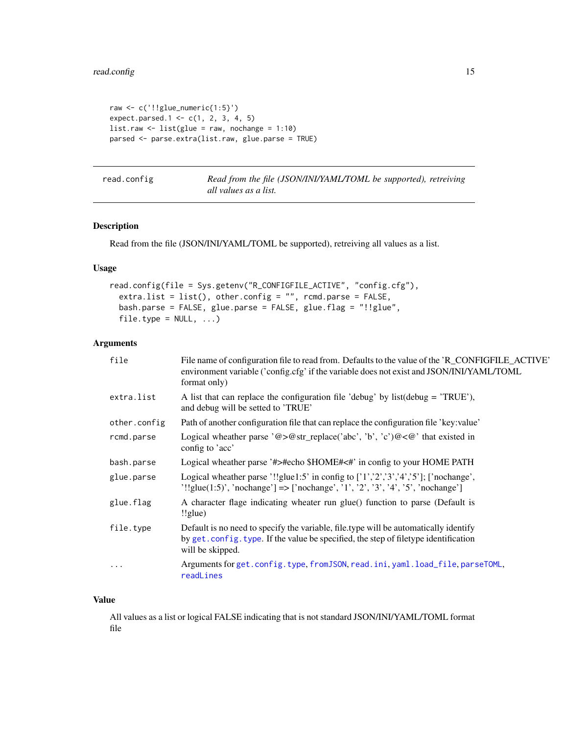```
raw <- c('!!glue_numeric{1:5}')
expect.parsed.1 <- c(1, 2, 3, 4, 5)
list.raw <- list(glue = raw, nochange = 1:10)
parsed <- parse.extra(list.raw, glue.parse = TRUE)
```

---

## read.config — *Read from the file (JSON/INI/YAML/TOML be supported), retreiving all values as a list.*

---

### Description

Read from the file (JSON/INI/YAML/TOML be supported), retreiving all values as a list.

### Usage

```
read.config(file = Sys.getenv("R_CONFIGFILE_ACTIVE", "config.cfg"),
  extra.list = list(), other.config = "", rcmd.parse = FALSE,
  bash.parse = FALSE, glue.parse = FALSE, glue.flag = "!!glue",
  file.type = NULL, ...)
```

### Arguments

| | |
|---|---|
| `file` | File name of configuration file to read from. Defaults to the value of the 'R_CONFIGFILE_ACTIVE' environment variable ('config.cfg' if the variable does not exist and JSON/INI/YAML/TOML format only) |
| `extra.list` | A list that can replace the configuration file 'debug' by list(debug = 'TRUE'), and debug will be setted to 'TRUE' |
| `other.config` | Path of another configuration file that can replace the configuration file 'key:value' |
| `rcmd.parse` | Logical wheather parse '@>@str_replace('abc', 'b', 'c')@<@' that existed in config to 'acc' |
| `bash.parse` | Logical wheather parse '#>#echo $HOME#<#' in config to your HOME PATH |
| `glue.parse` | Logical wheather parse '!!glue1:5' in config to ['1','2','3','4','5']; ['nochange', '!!glue(1:5)', 'nochange'] => ['nochange', '1', '2', '3', '4', '5', 'nochange'] |
| `glue.flag` | A character flage indicating wheater run glue() function to parse (Default is !!glue) |
| `file.type` | Default is no need to specify the variable, file.type will be automatically identify by `get.config.type`. If the value be specified, the step of filetype identification will be skipped. |
| `...` | Arguments for `get.config.type`, `fromJSON`, `read.ini`, `yaml.load_file`, `parseTOML`, `readLines` |

### Value

All values as a list or logical FALSE indicating that is not standard JSON/INI/YAML/TOML format file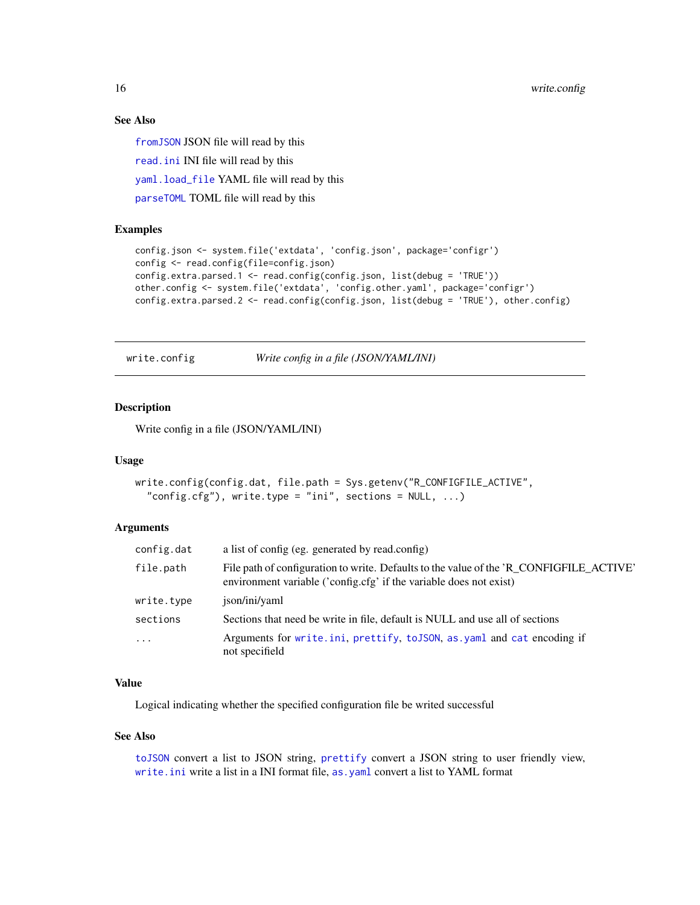### See Also

`fromJSON` JSON file will read by this

`read.ini` INI file will read by this

`yaml.load_file` YAML file will read by this

`parseTOML` TOML file will read by this

### Examples

```
config.json <- system.file('extdata', 'config.json', package='configr')
config <- read.config(file=config.json)
config.extra.parsed.1 <- read.config(config.json, list(debug = 'TRUE'))
other.config <- system.file('extdata', 'config.other.yaml', package='configr')
config.extra.parsed.2 <- read.config(config.json, list(debug = 'TRUE'), other.config)
```

---

## write.config — *Write config in a file (JSON/YAML/INI)*

---

### Description

Write config in a file (JSON/YAML/INI)

### Usage

```
write.config(config.dat, file.path = Sys.getenv("R_CONFIGFILE_ACTIVE",
  "config.cfg"), write.type = "ini", sections = NULL, ...)
```

### Arguments

| | |
|---|---|
| `config.dat` | a list of config (eg. generated by read.config) |
| `file.path` | File path of configuration to write. Defaults to the value of the 'R_CONFIGFILE_ACTIVE' environment variable ('config.cfg' if the variable does not exist) |
| `write.type` | json/ini/yaml |
| `sections` | Sections that need be write in file, default is NULL and use all of sections |
| `...` | Arguments for `write.ini`, `prettify`, `toJSON`, `as.yaml` and `cat` encoding if not specifield |

### Value

Logical indicating whether the specified configuration file be writed successful

### See Also

`toJSON` convert a list to JSON string, `prettify` convert a JSON string to user friendly view, `write.ini` write a list in a INI format file, `as.yaml` convert a list to YAML format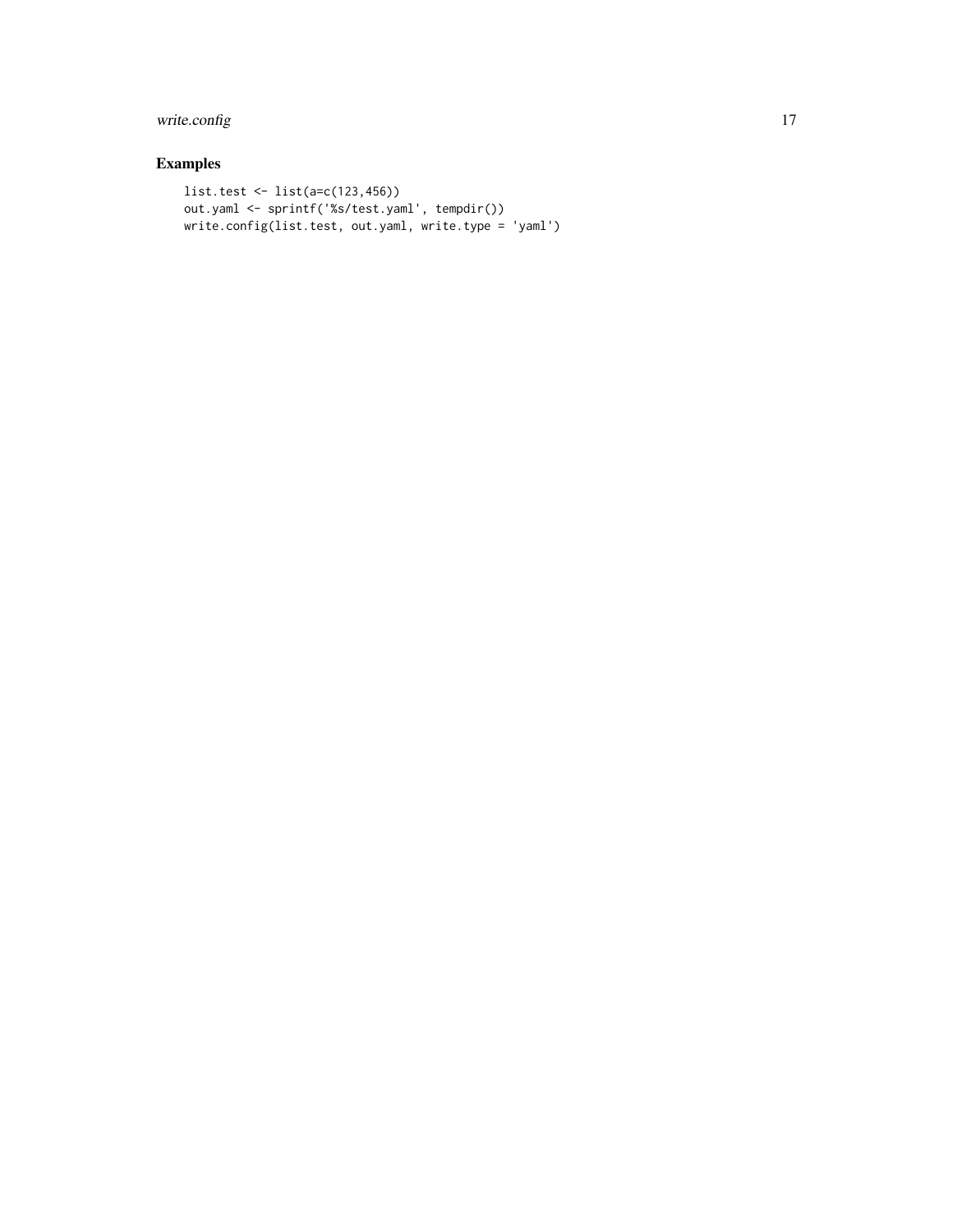## Examples

```
list.test <- list(a=c(123,456))
out.yaml <- sprintf('%s/test.yaml', tempdir())
write.config(list.test, out.yaml, write.type = 'yaml')
```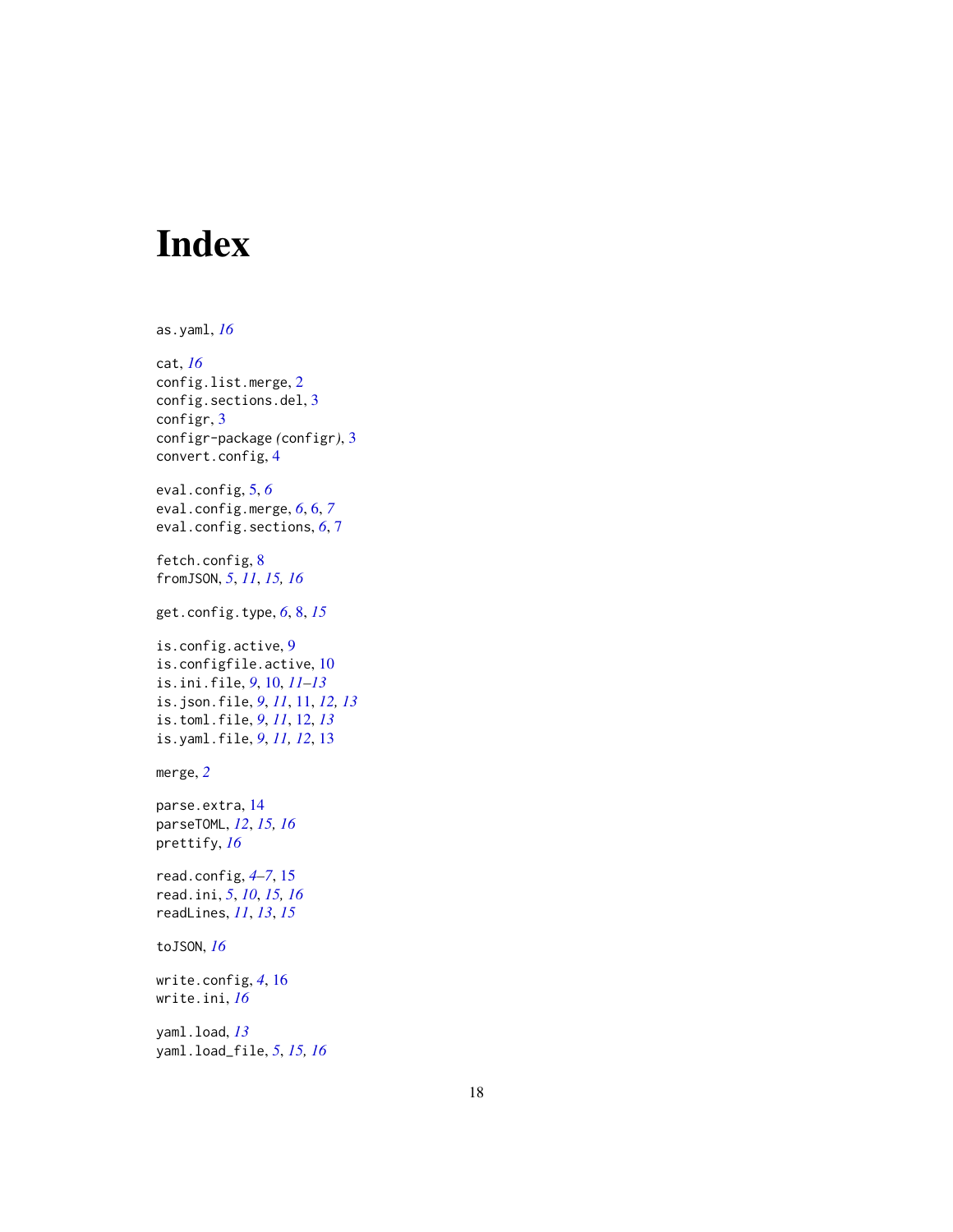# Index

as.yaml, *16*

cat, *16*
config.list.merge, 2
config.sections.del, 3
configr, 3
configr-package *(*configr*)*, 3
convert.config, 4

eval.config, 5, *6*
eval.config.merge, *6*, 6, *7*
eval.config.sections, *6*, 7

fetch.config, 8
fromJSON, *5*, *11*, *15, 16*

get.config.type, *6*, 8, *15*

is.config.active, 9
is.configfile.active, 10
is.ini.file, *9*, 10, *11–13*
is.json.file, *9*, *11*, 11, *12, 13*
is.toml.file, *9*, *11*, 12, *13*
is.yaml.file, *9*, *11, 12*, 13

merge, *2*

parse.extra, 14
parseTOML, *12*, *15, 16*
prettify, *16*

read.config, *4–7*, 15
read.ini, *5*, *10*, *15, 16*
readLines, *11*, *13*, *15*

toJSON, *16*

write.config, *4*, 16
write.ini, *16*

yaml.load, *13*
yaml.load_file, *5*, *15, 16*